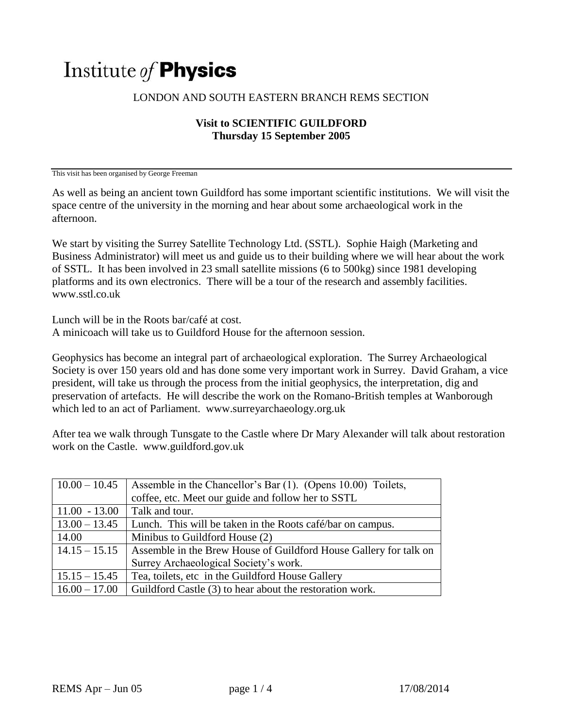# Institute *of* **Physics**

LONDON AND SOUTH EASTERN BRANCH REMS SECTION

**Visit to SCIENTIFIC GUILDFORD**
**Thursday 15 September 2005**

This visit has been organised by George Freeman

As well as being an ancient town Guildford has some important scientific institutions. We will visit the space centre of the university in the morning and hear about some archaeological work in the afternoon.

We start by visiting the Surrey Satellite Technology Ltd. (SSTL). Sophie Haigh (Marketing and Business Administrator) will meet us and guide us to their building where we will hear about the work of SSTL. It has been involved in 23 small satellite missions (6 to 500kg) since 1981 developing platforms and its own electronics. There will be a tour of the research and assembly facilities. www.sstl.co.uk

Lunch will be in the Roots bar/café at cost.
A minicoach will take us to Guildford House for the afternoon session.

Geophysics has become an integral part of archaeological exploration. The Surrey Archaeological Society is over 150 years old and has done some very important work in Surrey. David Graham, a vice president, will take us through the process from the initial geophysics, the interpretation, dig and preservation of artefacts. He will describe the work on the Romano-British temples at Wanborough which led to an act of Parliament. www.surreyarchaeology.org.uk

After tea we walk through Tunsgate to the Castle where Dr Mary Alexander will talk about restoration work on the Castle. www.guildford.gov.uk

| Time | Activity |
|---|---|
| 10.00 – 10.45 | Assemble in the Chancellor's Bar (1). (Opens 10.00) Toilets, coffee, etc. Meet our guide and follow her to SSTL |
| 11.00 - 13.00 | Talk and tour. |
| 13.00 – 13.45 | Lunch. This will be taken in the Roots café/bar on campus. |
| 14.00 | Minibus to Guildford House (2) |
| 14.15 – 15.15 | Assemble in the Brew House of Guildford House Gallery for talk on Surrey Archaeological Society's work. |
| 15.15 – 15.45 | Tea, toilets, etc in the Guildford House Gallery |
| 16.00 – 17.00 | Guildford Castle (3) to hear about the restoration work. |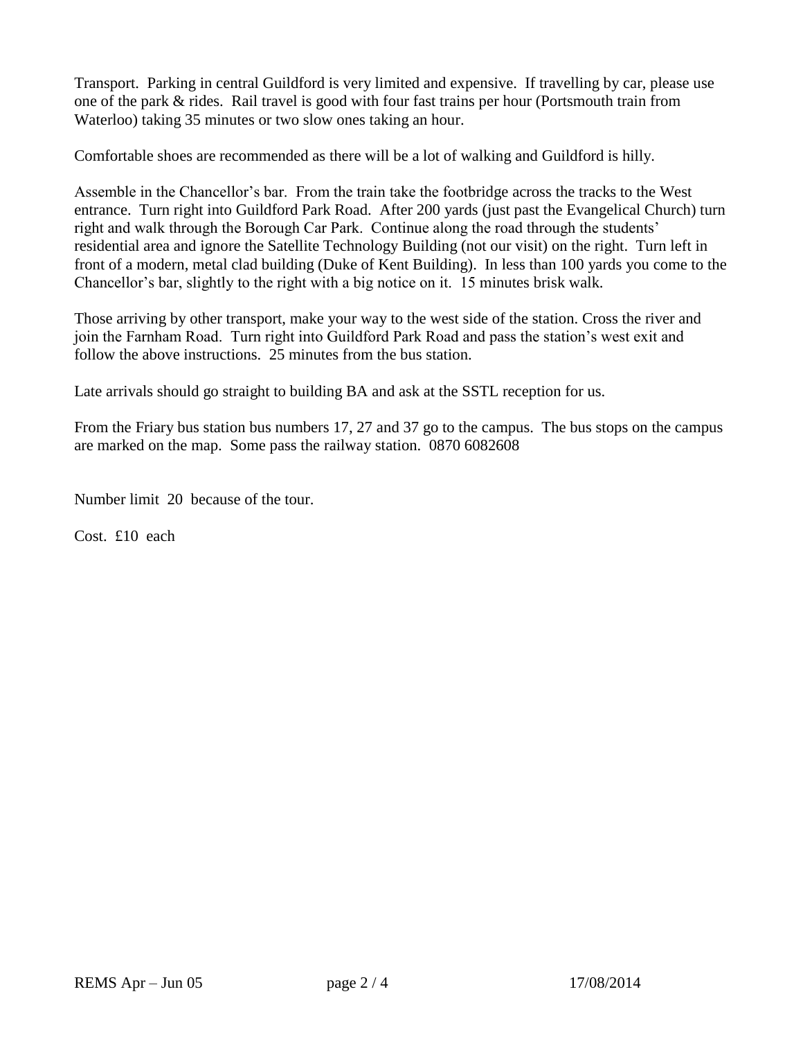Transport. Parking in central Guildford is very limited and expensive. If travelling by car, please use one of the park & rides. Rail travel is good with four fast trains per hour (Portsmouth train from Waterloo) taking 35 minutes or two slow ones taking an hour.

Comfortable shoes are recommended as there will be a lot of walking and Guildford is hilly.

Assemble in the Chancellor's bar. From the train take the footbridge across the tracks to the West entrance. Turn right into Guildford Park Road. After 200 yards (just past the Evangelical Church) turn right and walk through the Borough Car Park. Continue along the road through the students' residential area and ignore the Satellite Technology Building (not our visit) on the right. Turn left in front of a modern, metal clad building (Duke of Kent Building). In less than 100 yards you come to the Chancellor's bar, slightly to the right with a big notice on it. 15 minutes brisk walk.

Those arriving by other transport, make your way to the west side of the station. Cross the river and join the Farnham Road. Turn right into Guildford Park Road and pass the station's west exit and follow the above instructions. 25 minutes from the bus station.

Late arrivals should go straight to building BA and ask at the SSTL reception for us.

From the Friary bus station bus numbers 17, 27 and 37 go to the campus. The bus stops on the campus are marked on the map. Some pass the railway station. 0870 6082608

Number limit 20 because of the tour.

Cost. £10 each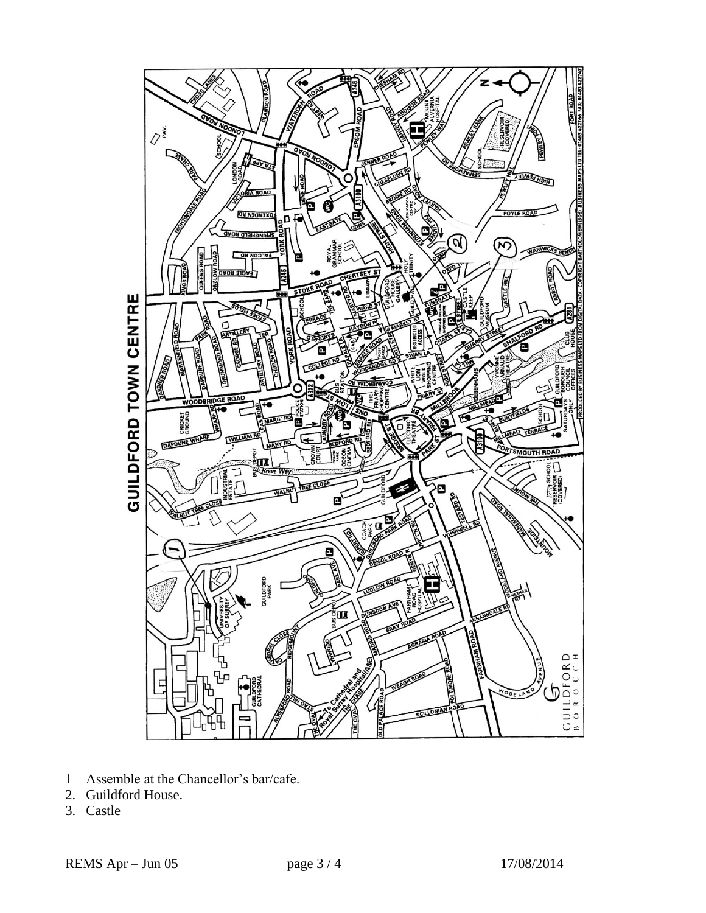# GUILDFORD TOWN CENTRE

1 Assemble at the Chancellor's bar/cafe.
2. Guildford House.
3. Castle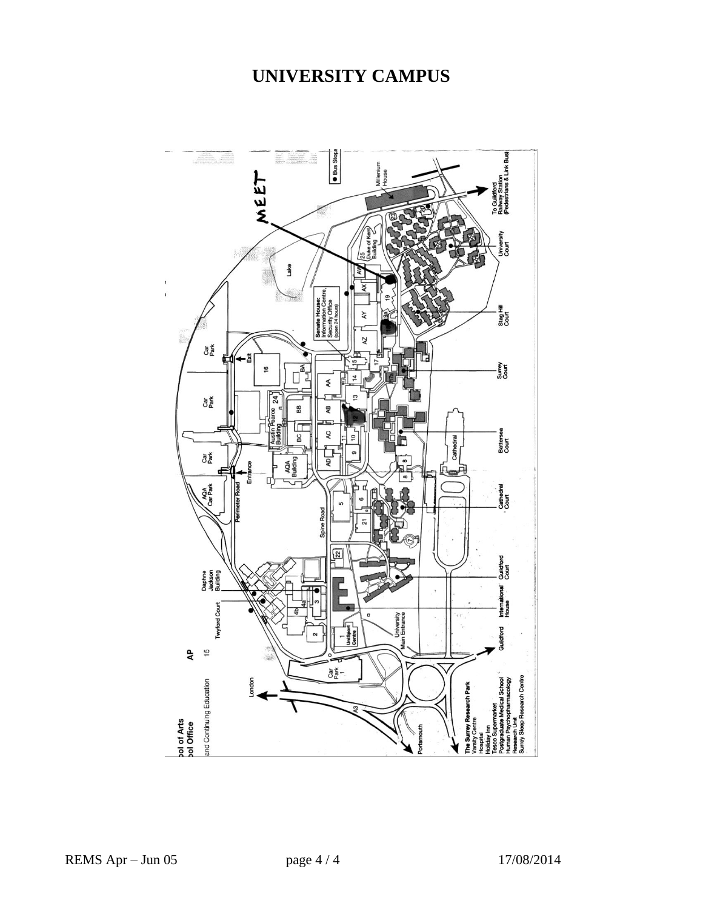# UNIVERSITY CAMPUS

MEET

Bus Stops

Millenium House

To Guildford Railway Station (Pedestrians & Link Bus)

University Court

Stag Hill Court

Surrey Court

Battersea Court

Cathedral

Cathedral Court

Guildford Court

International House

University Main Entrance

Guildford

Lake

Senate House: Information Centre, Security Office (open 24 hours)

Duke of Kent Building

Car Park

Exit

Austin Pearce Building

Car Park

AQA Building

Entrance

AQA Car Park

Perimeter Road

Spine Road

Daphne Jackson Building

Twyford Court

UniSport Centre

Car Park 1

London

A3

Portsmouth

AP 15

ool of Arts

ool Office

and Continuing Education

The Surrey Research Park

Varsity Centre

Hospital

Holiday Inn

Tesco Supermarket

Postgraduate Medical School

Human Psychopharmacology Research Unit

Surrey Sleep Research Centre

REMS Apr – Jun 05

17/08/2014